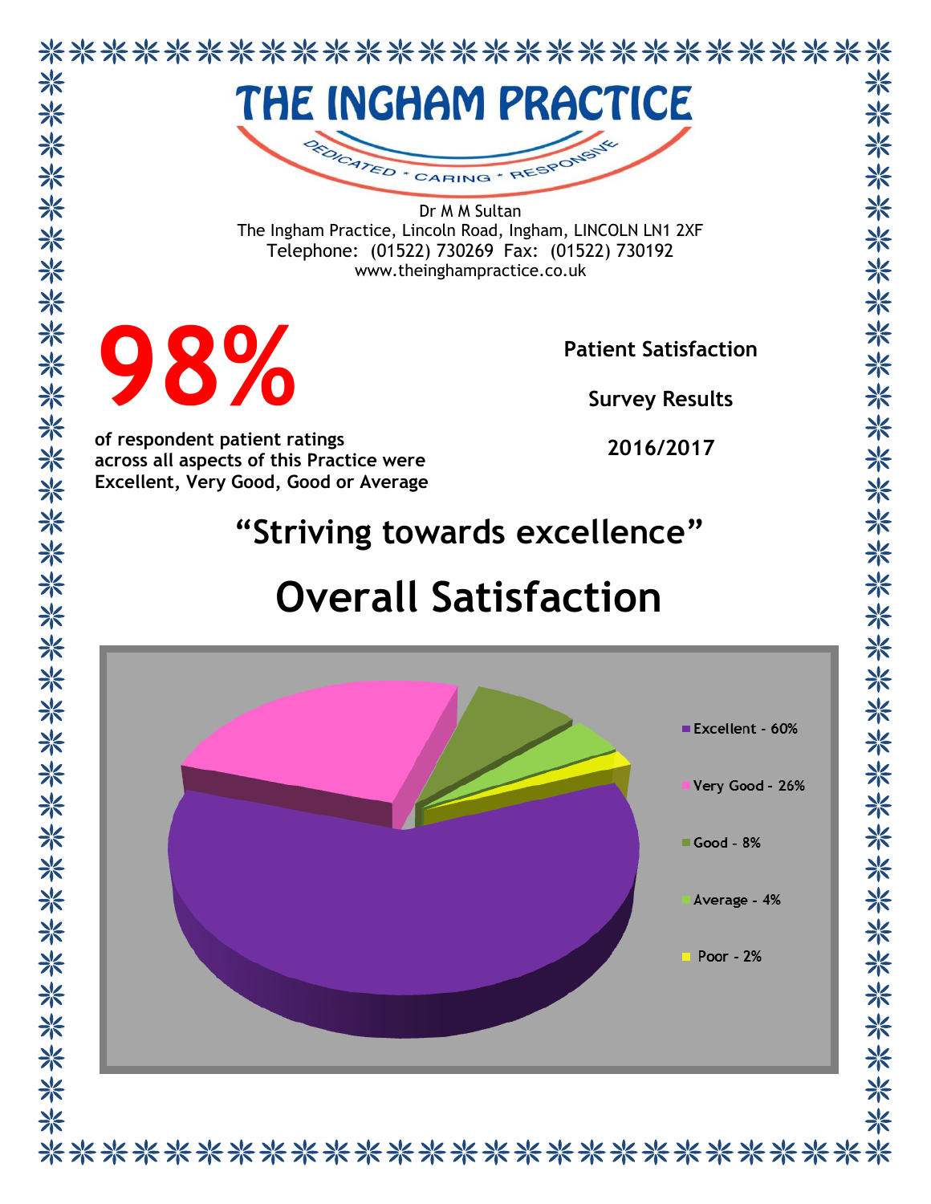# THE INGHAM PRACTICE

DEDICATED * CARING * RESPONSIVE

Dr M M Sultan
The Ingham Practice, Lincoln Road, Ingham, LINCOLN LN1 2XF
Telephone: (01522) 730269 Fax: (01522) 730192
www.theinghampractice.co.uk

# 98%

**of respondent patient ratings across all aspects of this Practice were Excellent, Very Good, Good or Average**

**Patient Satisfaction**

**Survey Results**

**2016/2017**

## "Striving towards excellence"

# Overall Satisfaction

- Excellent - 60%
- Very Good - 26%
- Good - 8%
- Average - 4%
- Poor - 2%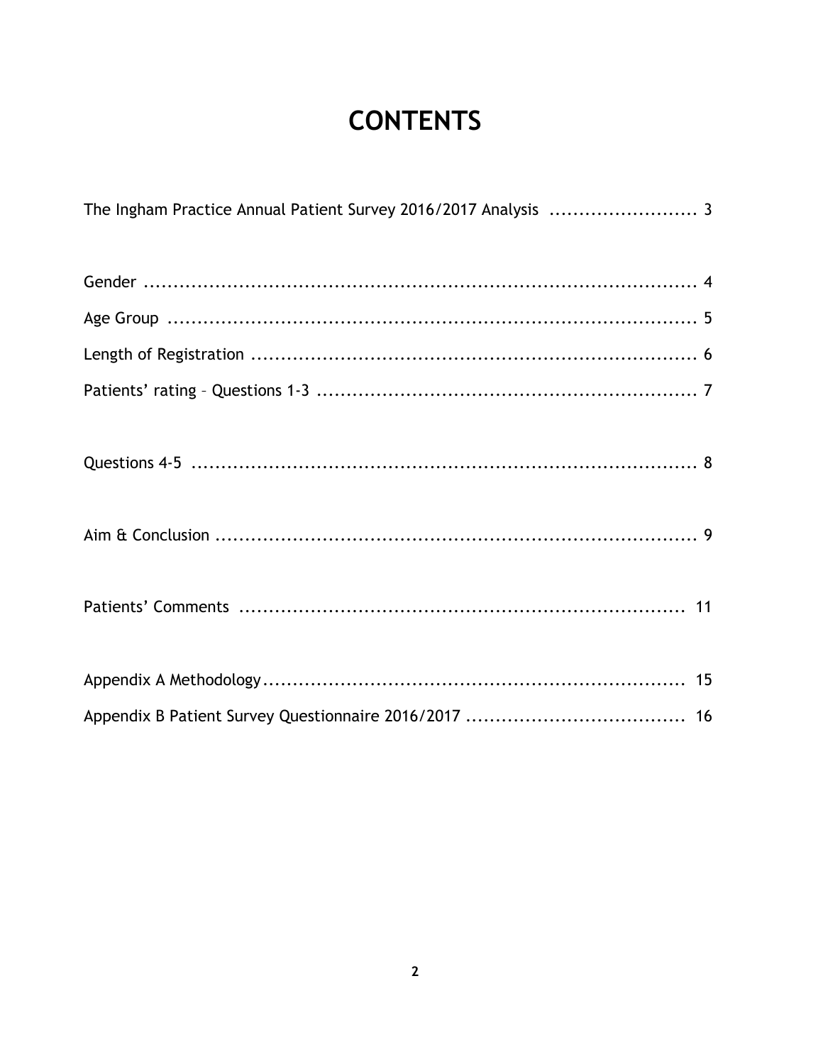# CONTENTS

The Ingham Practice Annual Patient Survey 2016/2017 Analysis ........................ 3

Gender ........................................................................................ 4

Age Group ..................................................................................... 5

Length of Registration ..................................................................... 6

Patients' rating – Questions 1-3 ........................................................ 7

Questions 4-5 ................................................................................ 8

Aim & Conclusion ........................................................................... 9

Patients' Comments ........................................................................ 11

Appendix A Methodology ................................................................. 15

Appendix B Patient Survey Questionnaire 2016/2017 ................................. 16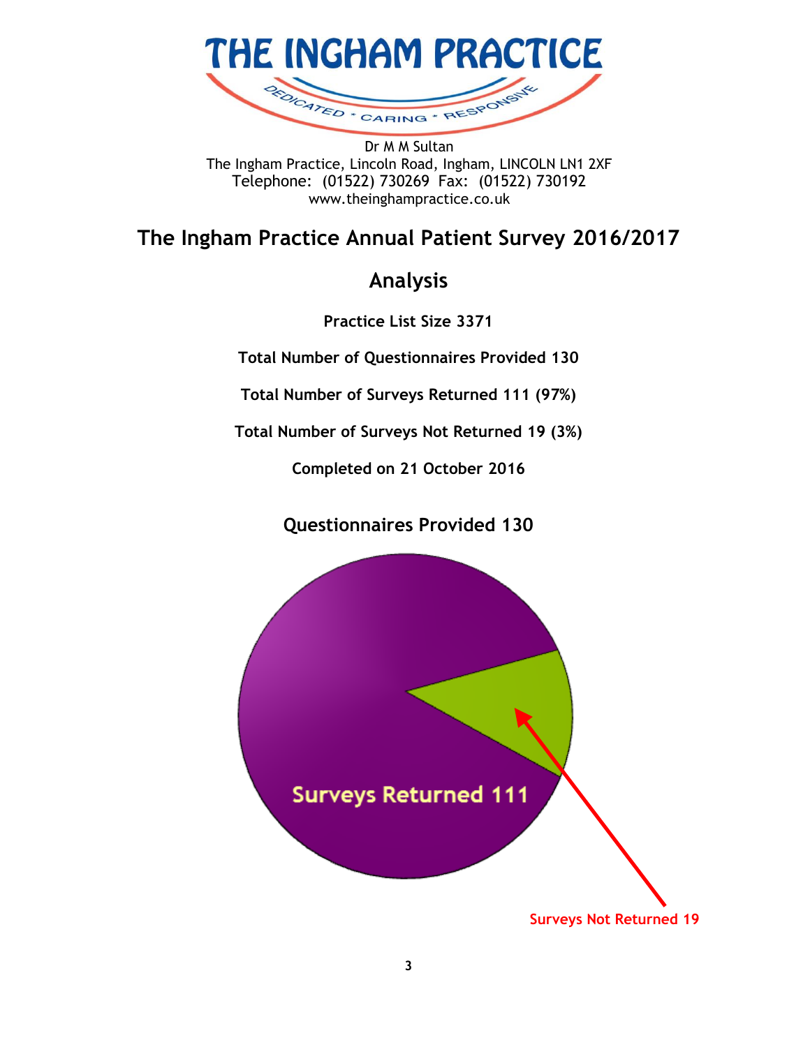# THE INGHAM PRACTICE

DEDICATED * CARING * RESPONSIVE

Dr M M Sultan
The Ingham Practice, Lincoln Road, Ingham, LINCOLN LN1 2XF
Telephone: (01522) 730269 Fax: (01522) 730192
www.theinghampractice.co.uk

## The Ingham Practice Annual Patient Survey 2016/2017

## Analysis

**Practice List Size 3371**

**Total Number of Questionnaires Provided 130**

**Total Number of Surveys Returned 111 (97%)**

**Total Number of Surveys Not Returned 19 (3%)**

**Completed on 21 October 2016**

### Questionnaires Provided 130

Surveys Returned 111

Surveys Not Returned 19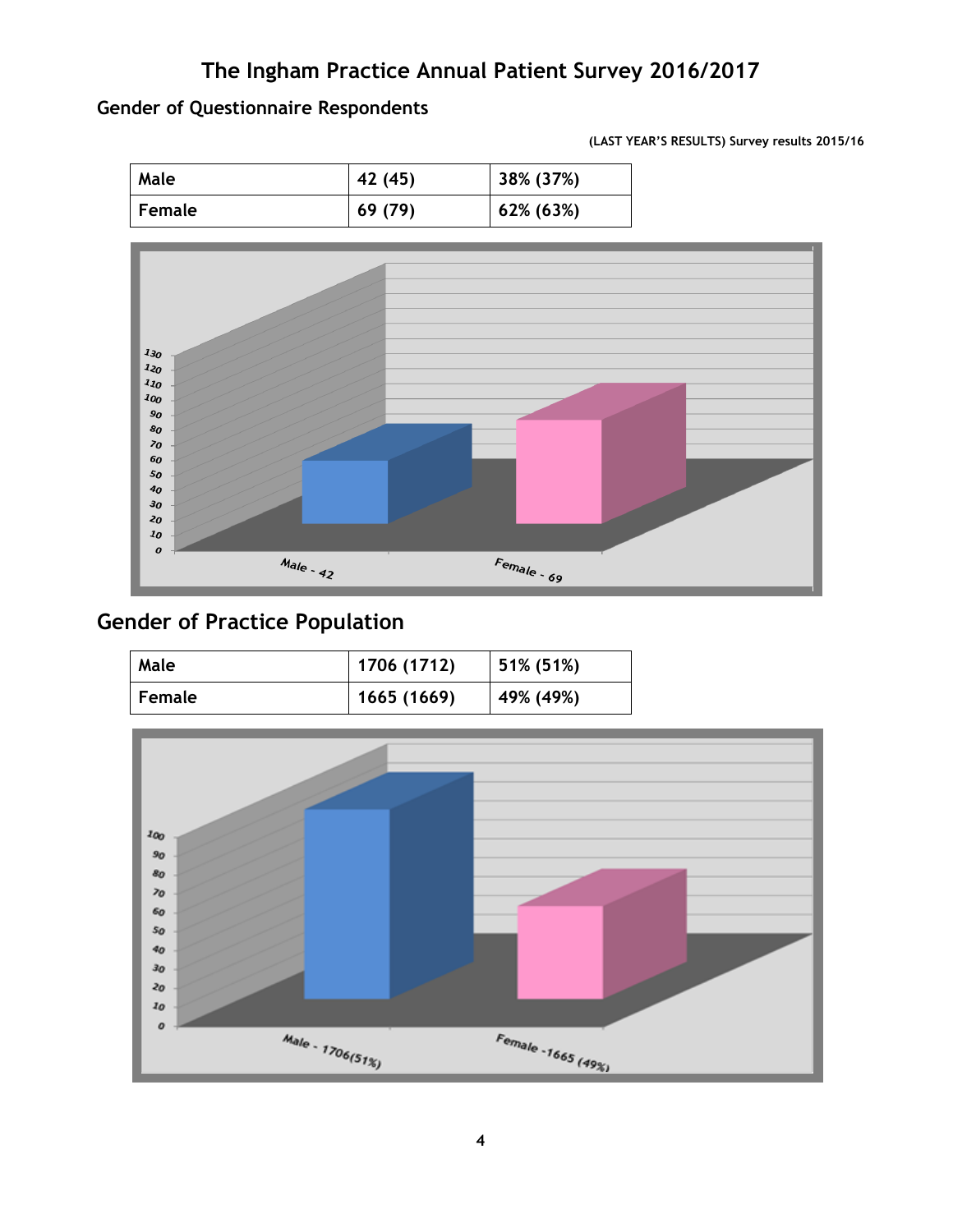# The Ingham Practice Annual Patient Survey 2016/2017

## Gender of Questionnaire Respondents

**(LAST YEAR'S RESULTS) Survey results 2015/16**

| Male | 42 (45) | 38% (37%) |
|---|---|---|
| Female | 69 (79) | 62% (63%) |

## Gender of Practice Population

| Male | 1706 (1712) | 51% (51%) |
|---|---|---|
| Female | 1665 (1669) | 49% (49%) |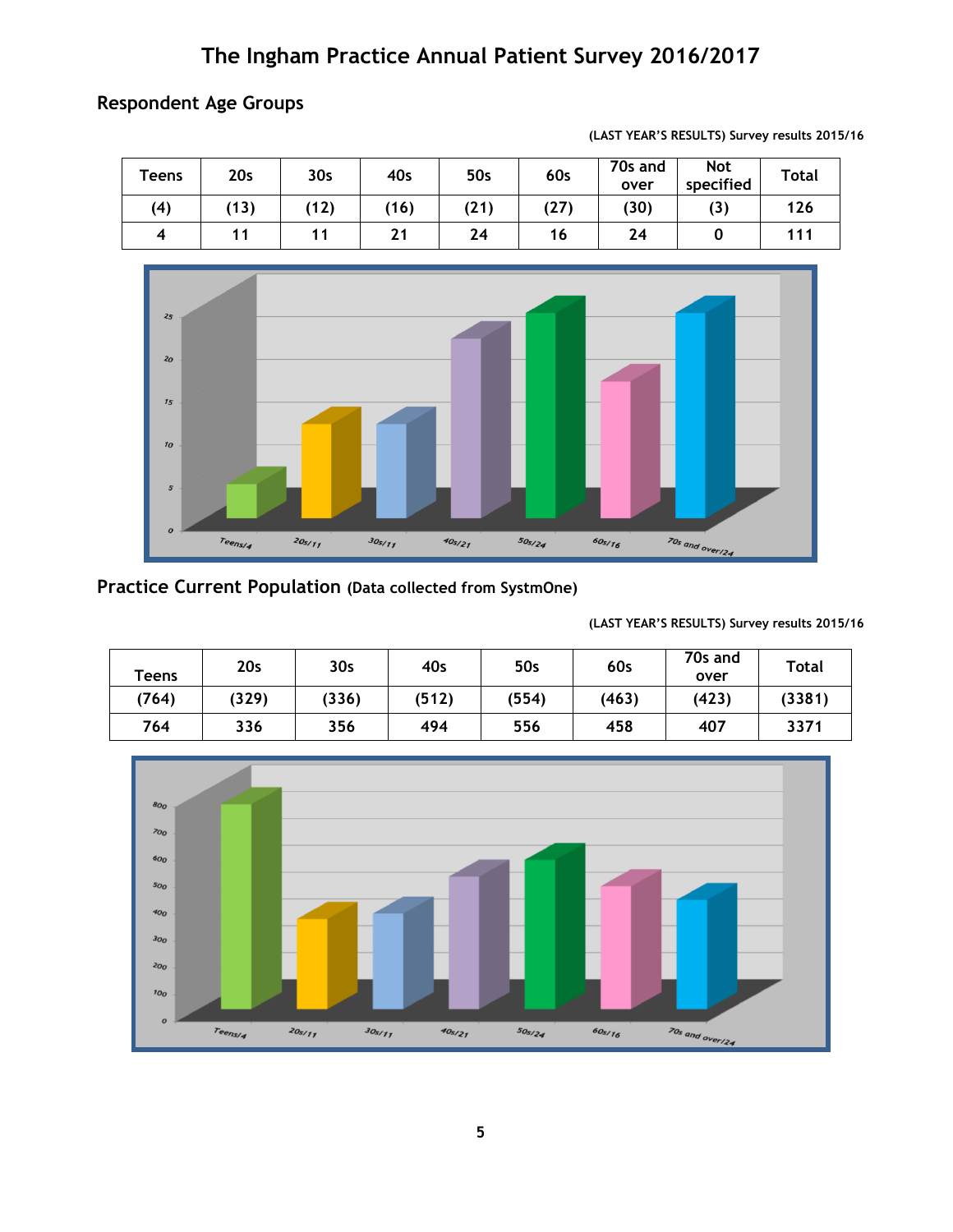# The Ingham Practice Annual Patient Survey 2016/2017

## Respondent Age Groups

(LAST YEAR'S RESULTS) Survey results 2015/16

| Teens | 20s | 30s | 40s | 50s | 60s | 70s and over | Not specified | Total |
|---|---|---|---|---|---|---|---|---|
| (4) | (13) | (12) | (16) | (21) | (27) | (30) | (3) | 126 |
| 4 | 11 | 11 | 21 | 24 | 16 | 24 | 0 | 111 |

## Practice Current Population (Data collected from SystmOne)

(LAST YEAR'S RESULTS) Survey results 2015/16

| Teens | 20s | 30s | 40s | 50s | 60s | 70s and over | Total |
|---|---|---|---|---|---|---|---|
| (764) | (329) | (336) | (512) | (554) | (463) | (423) | (3381) |
| 764 | 336 | 356 | 494 | 556 | 458 | 407 | 3371 |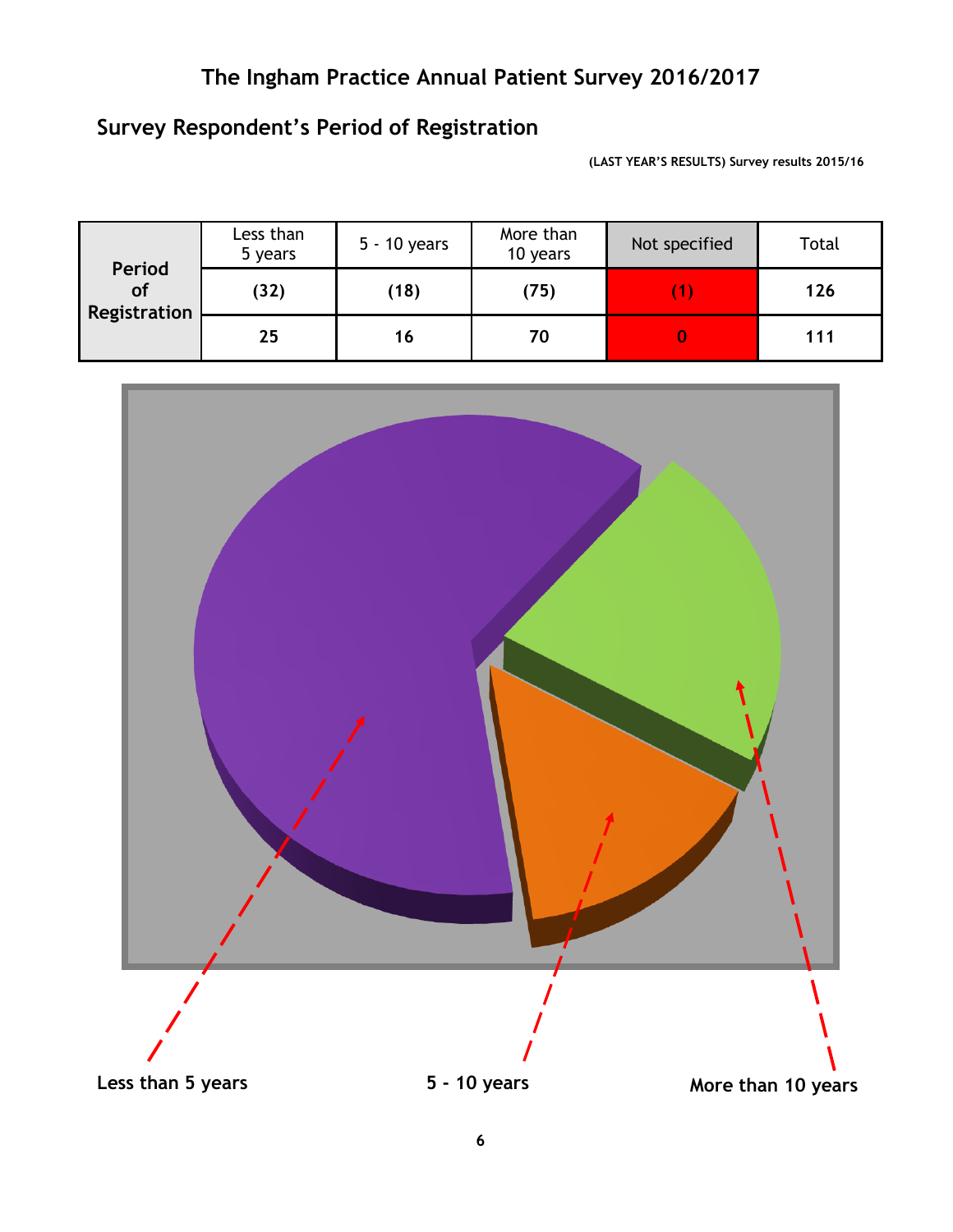# The Ingham Practice Annual Patient Survey 2016/2017

## Survey Respondent's Period of Registration

**(LAST YEAR'S RESULTS) Survey results 2015/16**

| Period of Registration | Less than 5 years | 5 - 10 years | More than 10 years | Not specified | Total |
|---|---|---|---|---|---|
| | **(32)** | **(18)** | **(75)** | **(1)** | **126** |
| | **25** | **16** | **70** | **0** | **111** |

**Less than 5 years** **5 - 10 years** **More than 10 years**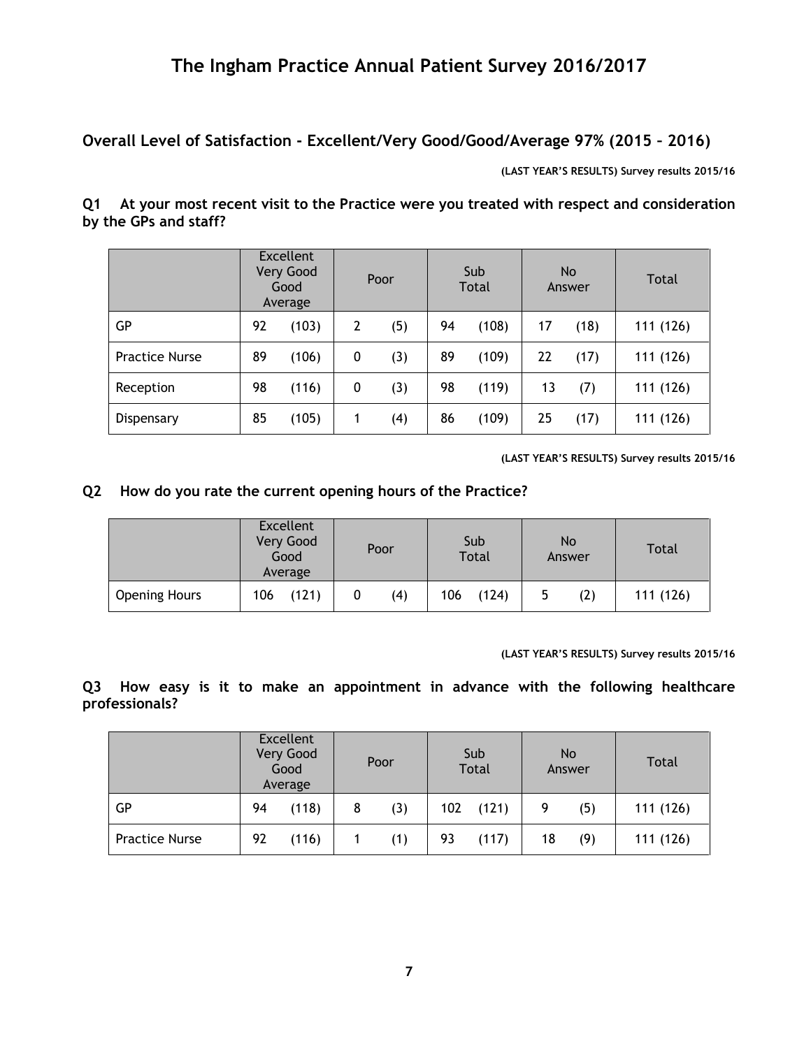# The Ingham Practice Annual Patient Survey 2016/2017

## Overall Level of Satisfaction - Excellent/Very Good/Good/Average 97% (2015 – 2016)

**(LAST YEAR'S RESULTS) Survey results 2015/16**

**Q1 At your most recent visit to the Practice were you treated with respect and consideration by the GPs and staff?**

| | Excellent Very Good Good Average | Poor | Sub Total | No Answer | Total |
|---|---|---|---|---|---|
| GP | 92 (103) | 2 (5) | 94 (108) | 17 (18) | 111 (126) |
| Practice Nurse | 89 (106) | 0 (3) | 89 (109) | 22 (17) | 111 (126) |
| Reception | 98 (116) | 0 (3) | 98 (119) | 13 (7) | 111 (126) |
| Dispensary | 85 (105) | 1 (4) | 86 (109) | 25 (17) | 111 (126) |

**(LAST YEAR'S RESULTS) Survey results 2015/16**

**Q2 How do you rate the current opening hours of the Practice?**

| | Excellent Very Good Good Average | Poor | Sub Total | No Answer | Total |
|---|---|---|---|---|---|
| Opening Hours | 106 (121) | 0 (4) | 106 (124) | 5 (2) | 111 (126) |

**(LAST YEAR'S RESULTS) Survey results 2015/16**

**Q3 How easy is it to make an appointment in advance with the following healthcare professionals?**

| | Excellent Very Good Good Average | Poor | Sub Total | No Answer | Total |
|---|---|---|---|---|---|
| GP | 94 (118) | 8 (3) | 102 (121) | 9 (5) | 111 (126) |
| Practice Nurse | 92 (116) | 1 (1) | 93 (117) | 18 (9) | 111 (126) |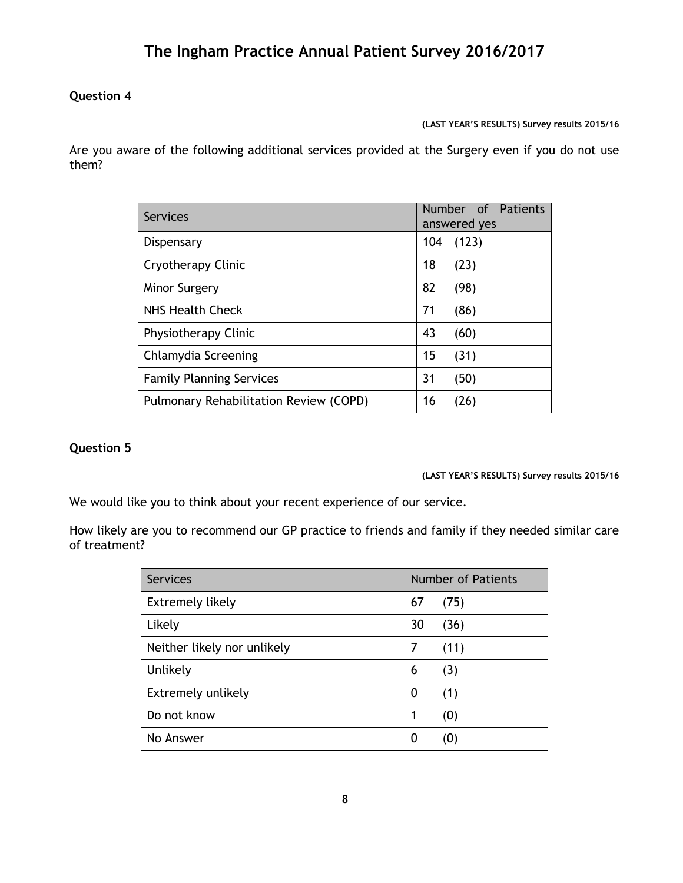# The Ingham Practice Annual Patient Survey 2016/2017

**Question 4**

**(LAST YEAR'S RESULTS) Survey results 2015/16**

Are you aware of the following additional services provided at the Surgery even if you do not use them?

| Services | Number of Patients answered yes |
|---|---|
| Dispensary | 104 (123) |
| Cryotherapy Clinic | 18 (23) |
| Minor Surgery | 82 (98) |
| NHS Health Check | 71 (86) |
| Physiotherapy Clinic | 43 (60) |
| Chlamydia Screening | 15 (31) |
| Family Planning Services | 31 (50) |
| Pulmonary Rehabilitation Review (COPD) | 16 (26) |

**Question 5**

**(LAST YEAR'S RESULTS) Survey results 2015/16**

We would like you to think about your recent experience of our service.

How likely are you to recommend our GP practice to friends and family if they needed similar care of treatment?

| Services | Number of Patients |
|---|---|
| Extremely likely | 67 (75) |
| Likely | 30 (36) |
| Neither likely nor unlikely | 7 (11) |
| Unlikely | 6 (3) |
| Extremely unlikely | 0 (1) |
| Do not know | 1 (0) |
| No Answer | 0 (0) |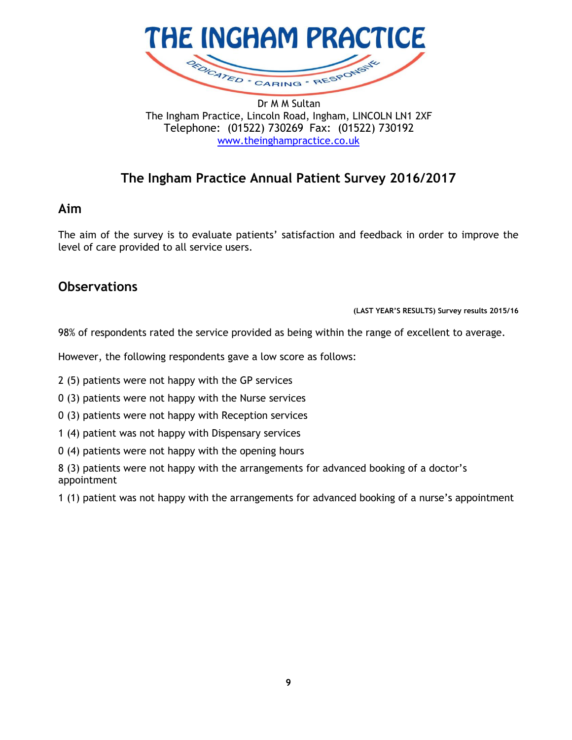# THE INGHAM PRACTICE

DEDICATED * CARING * RESPONSIVE

Dr M M Sultan
The Ingham Practice, Lincoln Road, Ingham, LINCOLN LN1 2XF
Telephone: (01522) 730269 Fax: (01522) 730192
www.theinghampractice.co.uk

## The Ingham Practice Annual Patient Survey 2016/2017

### Aim

The aim of the survey is to evaluate patients' satisfaction and feedback in order to improve the level of care provided to all service users.

### Observations

**(LAST YEAR'S RESULTS) Survey results 2015/16**

98% of respondents rated the service provided as being within the range of excellent to average.

However, the following respondents gave a low score as follows:

2 (5) patients were not happy with the GP services

0 (3) patients were not happy with the Nurse services

0 (3) patients were not happy with Reception services

1 (4) patient was not happy with Dispensary services

0 (4) patients were not happy with the opening hours

8 (3) patients were not happy with the arrangements for advanced booking of a doctor's appointment

1 (1) patient was not happy with the arrangements for advanced booking of a nurse's appointment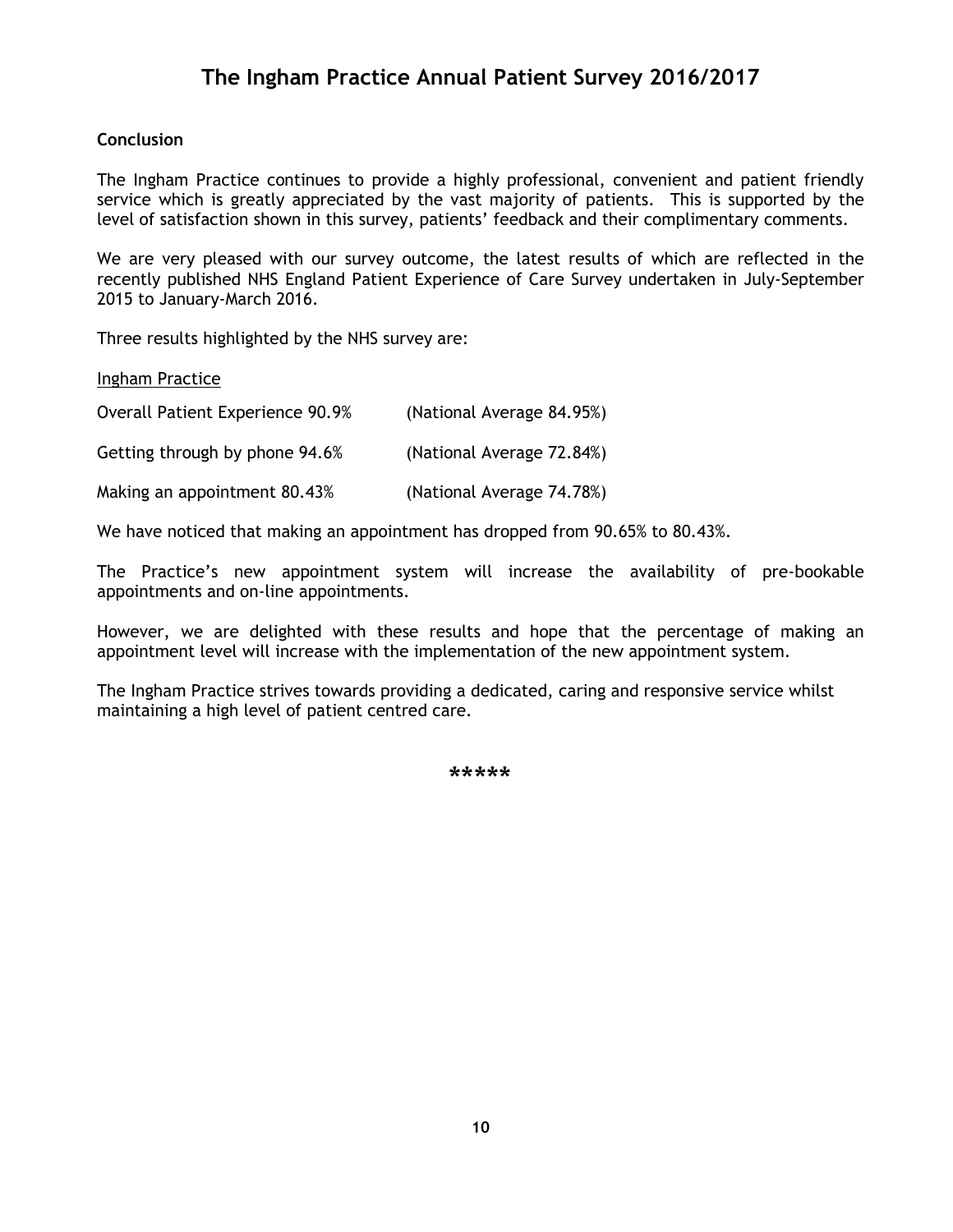# The Ingham Practice Annual Patient Survey 2016/2017

**Conclusion**

The Ingham Practice continues to provide a highly professional, convenient and patient friendly service which is greatly appreciated by the vast majority of patients. This is supported by the level of satisfaction shown in this survey, patients' feedback and their complimentary comments.

We are very pleased with our survey outcome, the latest results of which are reflected in the recently published NHS England Patient Experience of Care Survey undertaken in July-September 2015 to January-March 2016.

Three results highlighted by the NHS survey are:

<u>Ingham Practice</u>

| | |
|---|---|
| Overall Patient Experience 90.9% | (National Average 84.95%) |
| Getting through by phone 94.6% | (National Average 72.84%) |
| Making an appointment 80.43% | (National Average 74.78%) |

We have noticed that making an appointment has dropped from 90.65% to 80.43%.

The Practice's new appointment system will increase the availability of pre-bookable appointments and on-line appointments.

However, we are delighted with these results and hope that the percentage of making an appointment level will increase with the implementation of the new appointment system.

The Ingham Practice strives towards providing a dedicated, caring and responsive service whilst maintaining a high level of patient centred care.

*****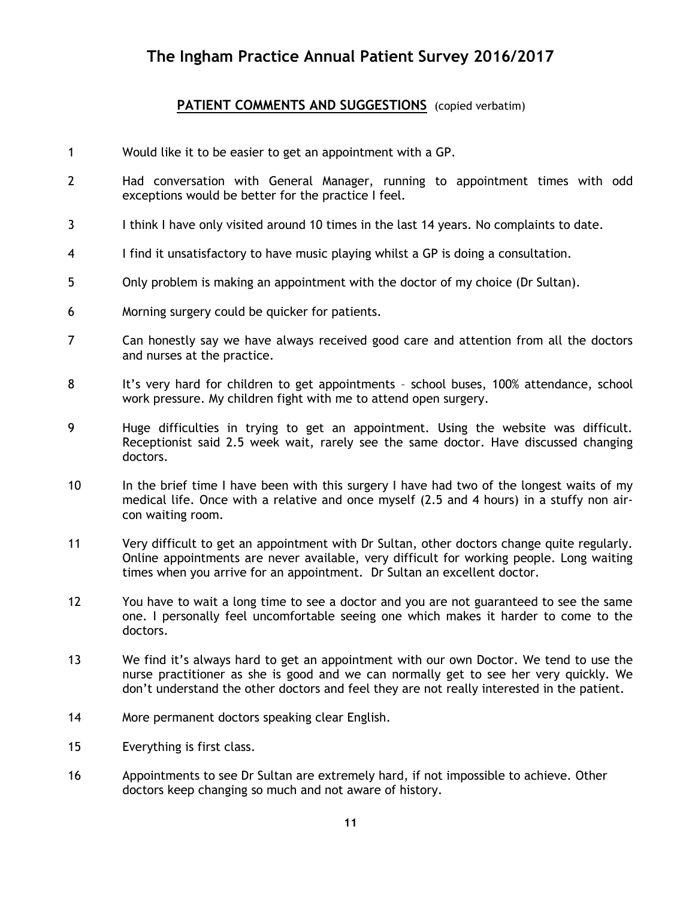# The Ingham Practice Annual Patient Survey 2016/2017

## PATIENT COMMENTS AND SUGGESTIONS (copied verbatim)

1. Would like it to be easier to get an appointment with a GP.
2. Had conversation with General Manager, running to appointment times with odd exceptions would be better for the practice I feel.
3. I think I have only visited around 10 times in the last 14 years. No complaints to date.
4. I find it unsatisfactory to have music playing whilst a GP is doing a consultation.
5. Only problem is making an appointment with the doctor of my choice (Dr Sultan).
6. Morning surgery could be quicker for patients.
7. Can honestly say we have always received good care and attention from all the doctors and nurses at the practice.
8. It's very hard for children to get appointments – school buses, 100% attendance, school work pressure. My children fight with me to attend open surgery.
9. Huge difficulties in trying to get an appointment. Using the website was difficult. Receptionist said 2.5 week wait, rarely see the same doctor. Have discussed changing doctors.
10. In the brief time I have been with this surgery I have had two of the longest waits of my medical life. Once with a relative and once myself (2.5 and 4 hours) in a stuffy non air-con waiting room.
11. Very difficult to get an appointment with Dr Sultan, other doctors change quite regularly. Online appointments are never available, very difficult for working people. Long waiting times when you arrive for an appointment. Dr Sultan an excellent doctor.
12. You have to wait a long time to see a doctor and you are not guaranteed to see the same one. I personally feel uncomfortable seeing one which makes it harder to come to the doctors.
13. We find it's always hard to get an appointment with our own Doctor. We tend to use the nurse practitioner as she is good and we can normally get to see her very quickly. We don't understand the other doctors and feel they are not really interested in the patient.
14. More permanent doctors speaking clear English.
15. Everything is first class.
16. Appointments to see Dr Sultan are extremely hard, if not impossible to achieve. Other doctors keep changing so much and not aware of history.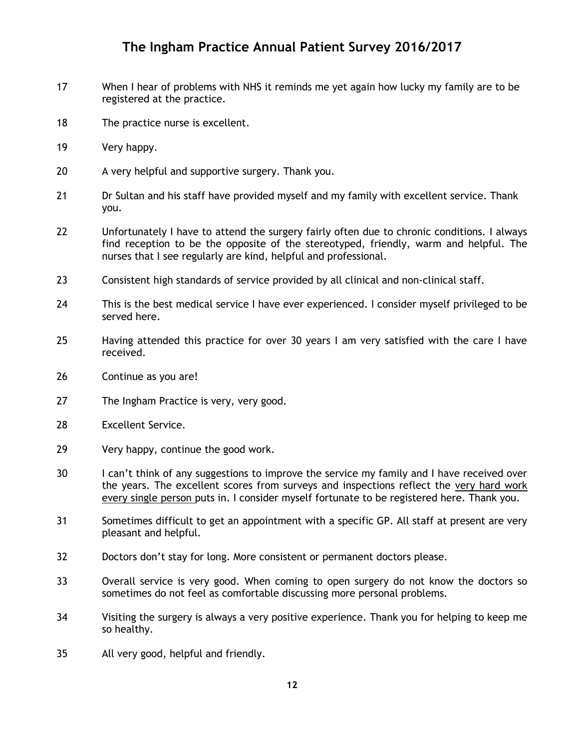17 When I hear of problems with NHS it reminds me yet again how lucky my family are to be registered at the practice.

18 The practice nurse is excellent.

19 Very happy.

20 A very helpful and supportive surgery. Thank you.

21 Dr Sultan and his staff have provided myself and my family with excellent service. Thank you.

22 Unfortunately I have to attend the surgery fairly often due to chronic conditions. I always find reception to be the opposite of the stereotyped, friendly, warm and helpful. The nurses that I see regularly are kind, helpful and professional.

23 Consistent high standards of service provided by all clinical and non-clinical staff.

24 This is the best medical service I have ever experienced. I consider myself privileged to be served here.

25 Having attended this practice for over 30 years I am very satisfied with the care I have received.

26 Continue as you are!

27 The Ingham Practice is very, very good.

28 Excellent Service.

29 Very happy, continue the good work.

30 I can't think of any suggestions to improve the service my family and I have received over the years. The excellent scores from surveys and inspections reflect the <u>very hard work every single person</u> puts in. I consider myself fortunate to be registered here. Thank you.

31 Sometimes difficult to get an appointment with a specific GP. All staff at present are very pleasant and helpful.

32 Doctors don't stay for long. More consistent or permanent doctors please.

33 Overall service is very good. When coming to open surgery do not know the doctors so sometimes do not feel as comfortable discussing more personal problems.

34 Visiting the surgery is always a very positive experience. Thank you for helping to keep me so healthy.

35 All very good, helpful and friendly.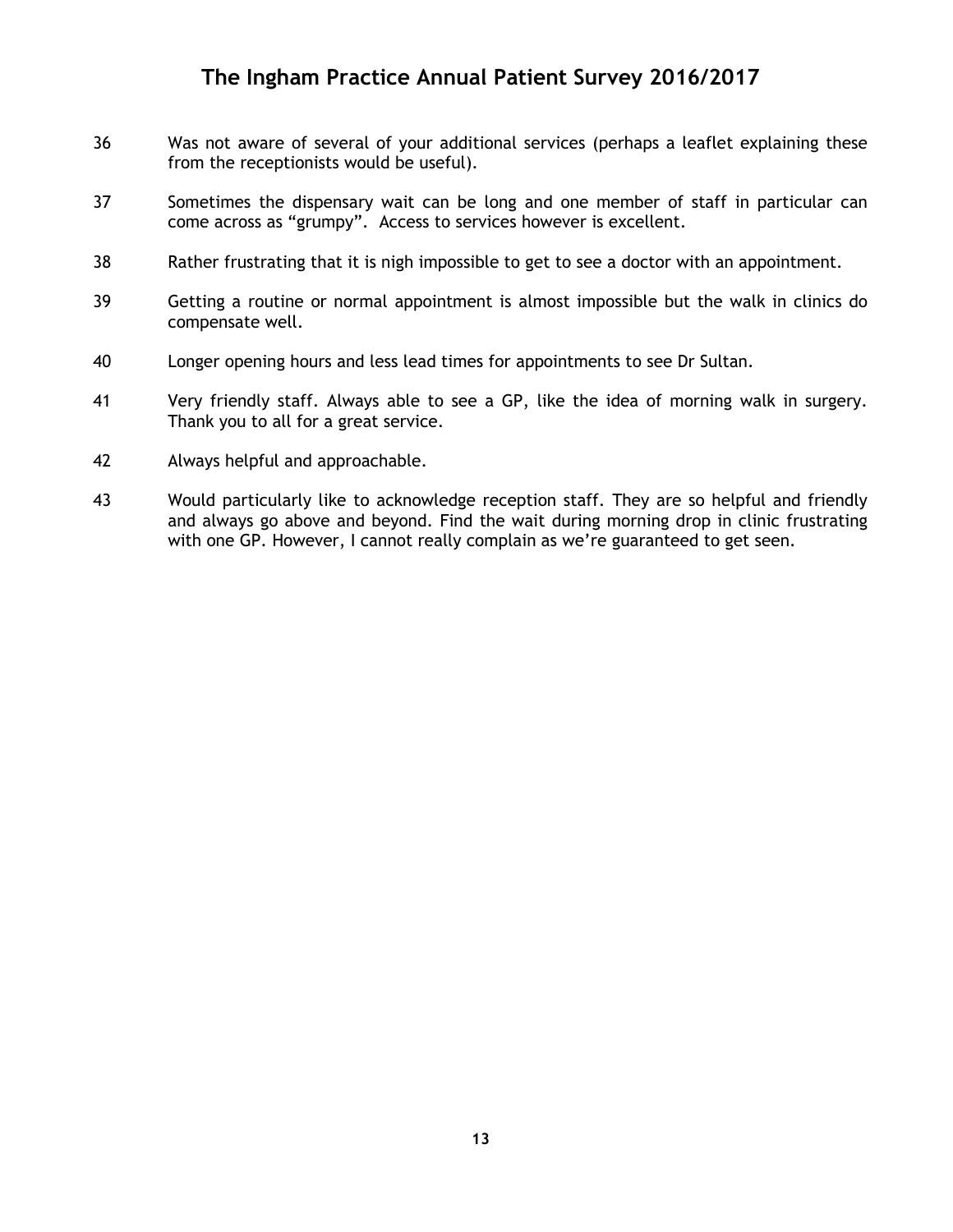36 Was not aware of several of your additional services (perhaps a leaflet explaining these from the receptionists would be useful).

37 Sometimes the dispensary wait can be long and one member of staff in particular can come across as "grumpy". Access to services however is excellent.

38 Rather frustrating that it is nigh impossible to get to see a doctor with an appointment.

39 Getting a routine or normal appointment is almost impossible but the walk in clinics do compensate well.

40 Longer opening hours and less lead times for appointments to see Dr Sultan.

41 Very friendly staff. Always able to see a GP, like the idea of morning walk in surgery. Thank you to all for a great service.

42 Always helpful and approachable.

43 Would particularly like to acknowledge reception staff. They are so helpful and friendly and always go above and beyond. Find the wait during morning drop in clinic frustrating with one GP. However, I cannot really complain as we're guaranteed to get seen.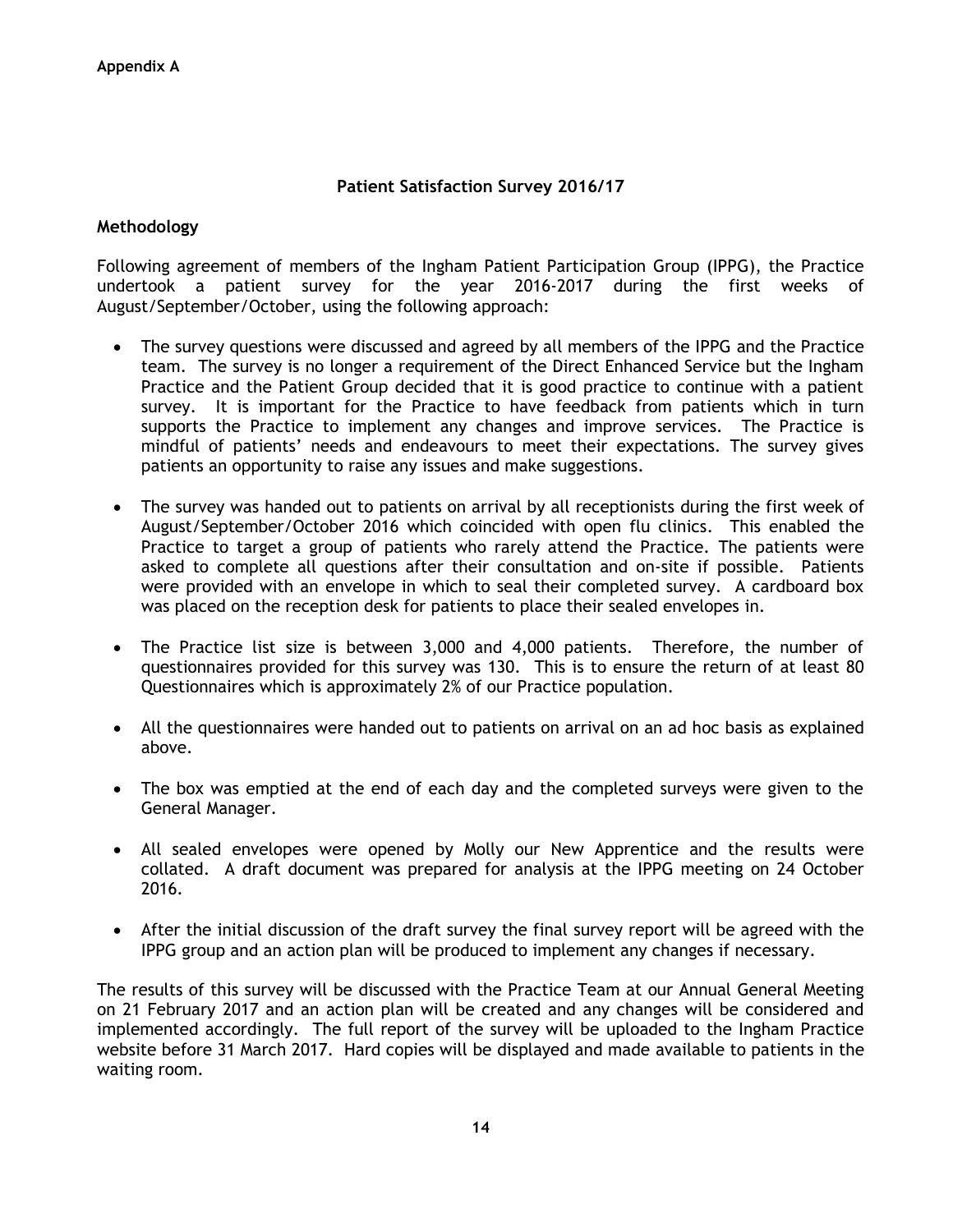**Appendix A**

## Patient Satisfaction Survey 2016/17

### Methodology

Following agreement of members of the Ingham Patient Participation Group (IPPG), the Practice undertook a patient survey for the year 2016-2017 during the first weeks of August/September/October, using the following approach:

- The survey questions were discussed and agreed by all members of the IPPG and the Practice team. The survey is no longer a requirement of the Direct Enhanced Service but the Ingham Practice and the Patient Group decided that it is good practice to continue with a patient survey. It is important for the Practice to have feedback from patients which in turn supports the Practice to implement any changes and improve services. The Practice is mindful of patients' needs and endeavours to meet their expectations. The survey gives patients an opportunity to raise any issues and make suggestions.

- The survey was handed out to patients on arrival by all receptionists during the first week of August/September/October 2016 which coincided with open flu clinics. This enabled the Practice to target a group of patients who rarely attend the Practice. The patients were asked to complete all questions after their consultation and on-site if possible. Patients were provided with an envelope in which to seal their completed survey. A cardboard box was placed on the reception desk for patients to place their sealed envelopes in.

- The Practice list size is between 3,000 and 4,000 patients. Therefore, the number of questionnaires provided for this survey was 130. This is to ensure the return of at least 80 Questionnaires which is approximately 2% of our Practice population.

- All the questionnaires were handed out to patients on arrival on an ad hoc basis as explained above.

- The box was emptied at the end of each day and the completed surveys were given to the General Manager.

- All sealed envelopes were opened by Molly our New Apprentice and the results were collated. A draft document was prepared for analysis at the IPPG meeting on 24 October 2016.

- After the initial discussion of the draft survey the final survey report will be agreed with the IPPG group and an action plan will be produced to implement any changes if necessary.

The results of this survey will be discussed with the Practice Team at our Annual General Meeting on 21 February 2017 and an action plan will be created and any changes will be considered and implemented accordingly. The full report of the survey will be uploaded to the Ingham Practice website before 31 March 2017. Hard copies will be displayed and made available to patients in the waiting room.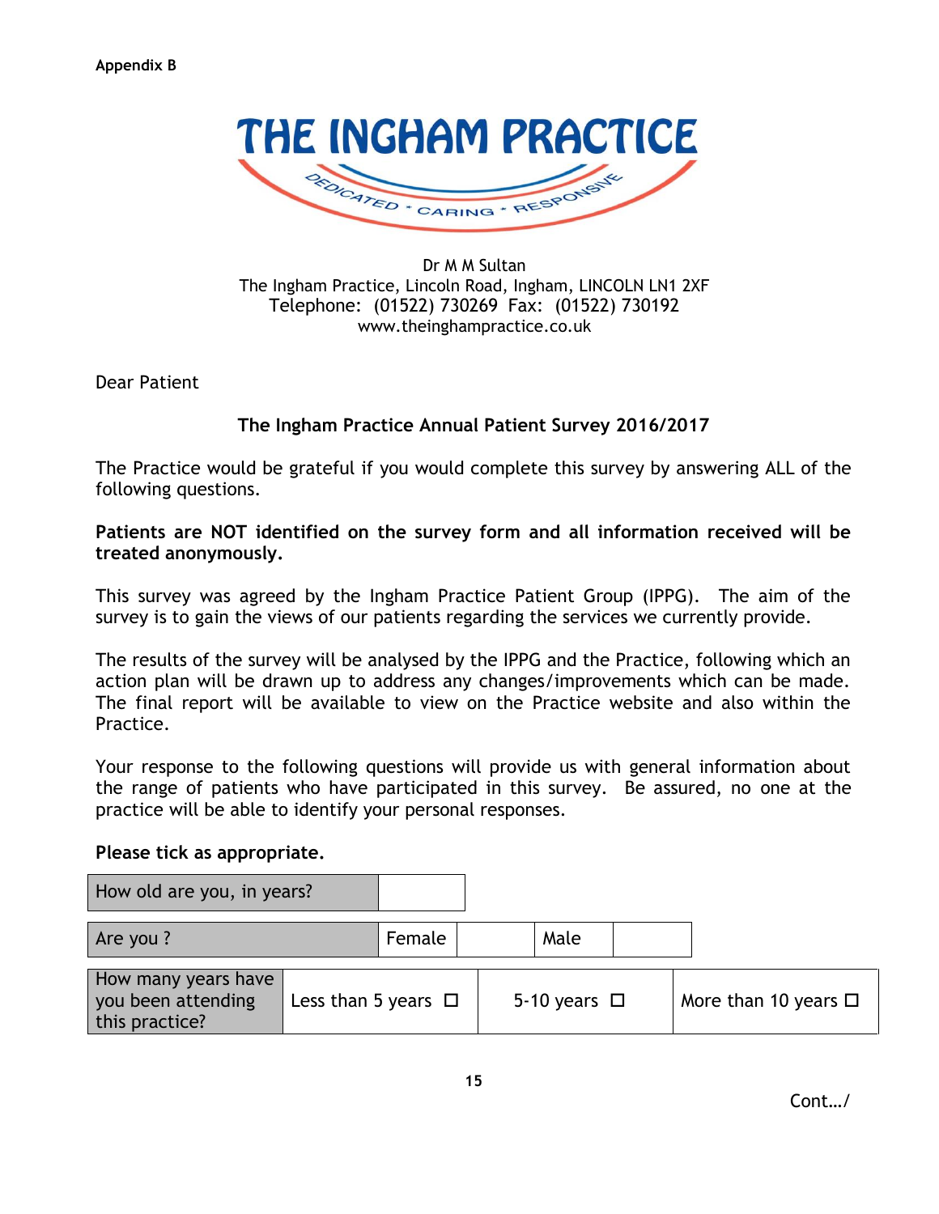Appendix B

# THE INGHAM PRACTICE

DEDICATED * CARING * RESPONSIVE

Dr M M Sultan
The Ingham Practice, Lincoln Road, Ingham, LINCOLN LN1 2XF
Telephone: (01522) 730269 Fax: (01522) 730192
www.theinghampractice.co.uk

Dear Patient

**The Ingham Practice Annual Patient Survey 2016/2017**

The Practice would be grateful if you would complete this survey by answering ALL of the following questions.

**Patients are NOT identified on the survey form and all information received will be treated anonymously.**

This survey was agreed by the Ingham Practice Patient Group (IPPG). The aim of the survey is to gain the views of our patients regarding the services we currently provide.

The results of the survey will be analysed by the IPPG and the Practice, following which an action plan will be drawn up to address any changes/improvements which can be made. The final report will be available to view on the Practice website and also within the Practice.

Your response to the following questions will provide us with general information about the range of patients who have participated in this survey. Be assured, no one at the practice will be able to identify your personal responses.

**Please tick as appropriate.**

| How old are you, in years? | |
|---|---|

| Are you ? | Female | | Male | |
|---|---|---|---|---|

| How many years have you been attending this practice? | Less than 5 years ☐ | 5-10 years ☐ | More than 10 years ☐ |
|---|---|---|---|

Cont…/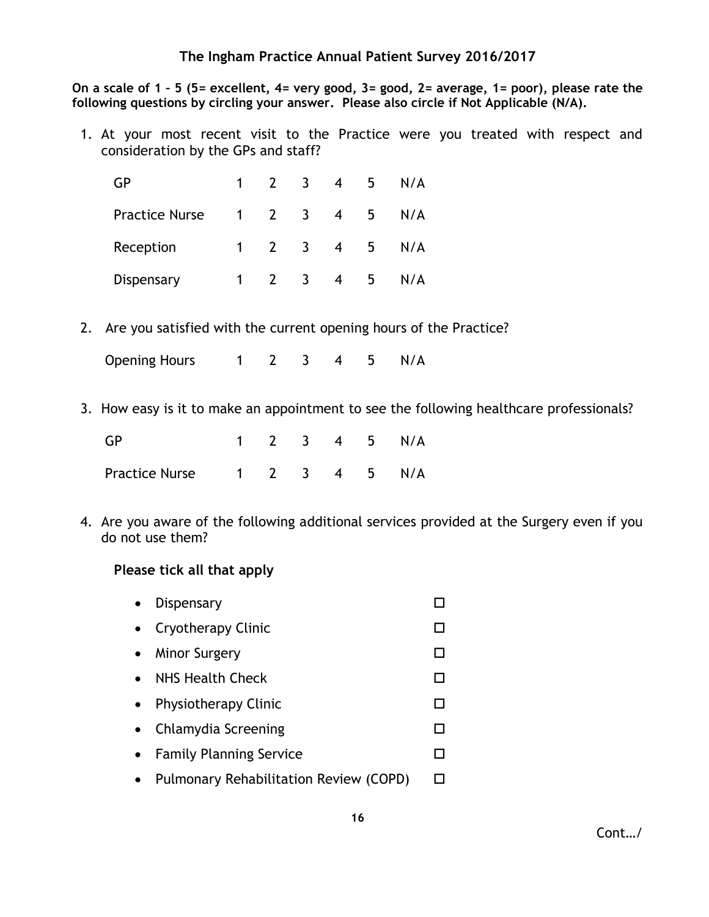## The Ingham Practice Annual Patient Survey 2016/2017

**On a scale of 1 – 5 (5= excellent, 4= very good, 3= good, 2= average, 1= poor), please rate the following questions by circling your answer. Please also circle if Not Applicable (N/A).**

1. At your most recent visit to the Practice were you treated with respect and consideration by the GPs and staff?

| | | | | | | |
|---|---|---|---|---|---|---|
| GP | 1 | 2 | 3 | 4 | 5 | N/A |
| Practice Nurse | 1 | 2 | 3 | 4 | 5 | N/A |
| Reception | 1 | 2 | 3 | 4 | 5 | N/A |
| Dispensary | 1 | 2 | 3 | 4 | 5 | N/A |

2. Are you satisfied with the current opening hours of the Practice?

| | | | | | | |
|---|---|---|---|---|---|---|
| Opening Hours | 1 | 2 | 3 | 4 | 5 | N/A |

3. How easy is it to make an appointment to see the following healthcare professionals?

| | | | | | | |
|---|---|---|---|---|---|---|
| GP | 1 | 2 | 3 | 4 | 5 | N/A |
| Practice Nurse | 1 | 2 | 3 | 4 | 5 | N/A |

4. Are you aware of the following additional services provided at the Surgery even if you do not use them?

**Please tick all that apply**

- Dispensary ☐
- Cryotherapy Clinic ☐
- Minor Surgery ☐
- NHS Health Check ☐
- Physiotherapy Clinic ☐
- Chlamydia Screening ☐
- Family Planning Service ☐
- Pulmonary Rehabilitation Review (COPD) ☐

Cont…/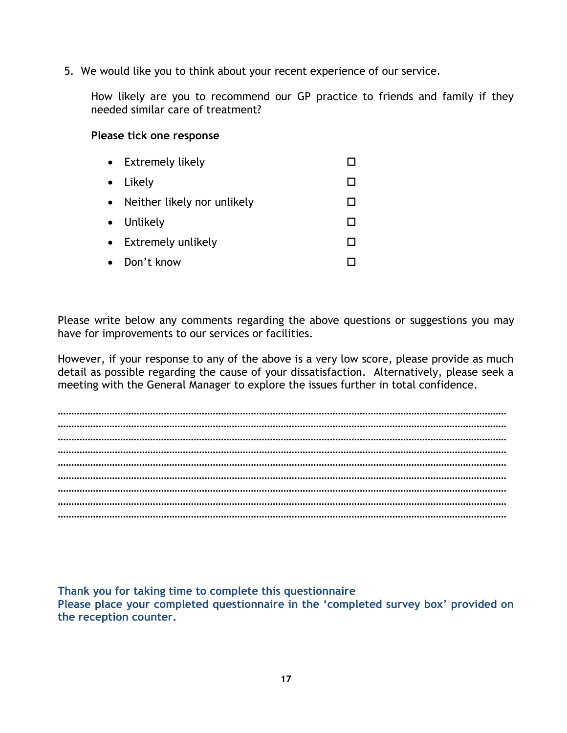5. We would like you to think about your recent experience of our service.

   How likely are you to recommend our GP practice to friends and family if they needed similar care of treatment?

   **Please tick one response**

   - Extremely likely ☐
   - Likely ☐
   - Neither likely nor unlikely ☐
   - Unlikely ☐
   - Extremely unlikely ☐
   - Don't know ☐

Please write below any comments regarding the above questions or suggestions you may have for improvements to our services or facilities.

However, if your response to any of the above is a very low score, please provide as much detail as possible regarding the cause of your dissatisfaction. Alternatively, please seek a meeting with the General Manager to explore the issues further in total confidence.

..........................................................................................................................................
..........................................................................................................................................
..........................................................................................................................................
..........................................................................................................................................
..........................................................................................................................................
..........................................................................................................................................
..........................................................................................................................................
..........................................................................................................................................
..........................................................................................................................................

**Thank you for taking time to complete this questionnaire**
**Please place your completed questionnaire in the 'completed survey box' provided on the reception counter.**